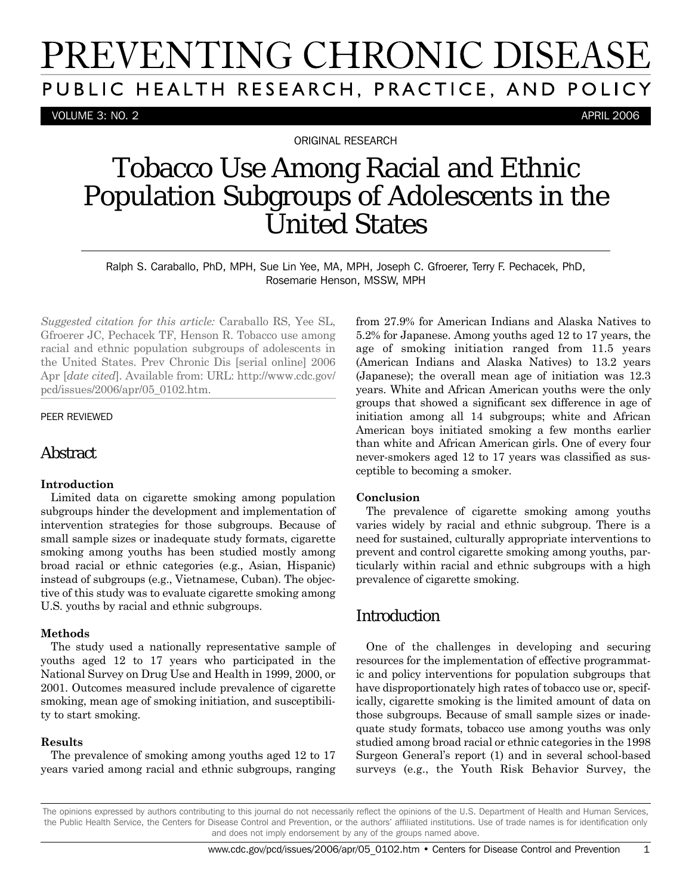# PREVENTING CHRONIC DISEASE

PUBLIC HEALTH RESEARCH, PRACTICE, AND POLICY

VOLUME 3: NO. 2 APRIL 2006

ORIGINAL RESEARCH

# Tobacco Use Among Racial and Ethnic Population Subgroups of Adolescents in the United States

Ralph S. Caraballo, PhD, MPH, Sue Lin Yee, MA, MPH, Joseph C. Gfroerer, Terry F. Pechacek, PhD, Rosemarie Henson, MSSW, MPH

*Suggested citation for this article:* Caraballo RS, Yee SL, Gfroerer JC, Pechacek TF, Henson R. Tobacco use among racial and ethnic population subgroups of adolescents in the United States. Prev Chronic Dis [serial online] 2006 Apr [*date cited*]. Available from: URL: http://www.cdc.gov/pcd/issues/2006/apr/05_0102.htm.

PEER REVIEWED

## Abstract

**Introduction**

Limited data on cigarette smoking among population subgroups hinder the development and implementation of intervention strategies for those subgroups. Because of small sample sizes or inadequate study formats, cigarette smoking among youths has been studied mostly among broad racial or ethnic categories (e.g., Asian, Hispanic) instead of subgroups (e.g., Vietnamese, Cuban). The objective of this study was to evaluate cigarette smoking among U.S. youths by racial and ethnic subgroups.

**Methods**

The study used a nationally representative sample of youths aged 12 to 17 years who participated in the National Survey on Drug Use and Health in 1999, 2000, or 2001. Outcomes measured include prevalence of cigarette smoking, mean age of smoking initiation, and susceptibility to start smoking.

**Results**

The prevalence of smoking among youths aged 12 to 17 years varied among racial and ethnic subgroups, ranging from 27.9% for American Indians and Alaska Natives to 5.2% for Japanese. Among youths aged 12 to 17 years, the age of smoking initiation ranged from 11.5 years (American Indians and Alaska Natives) to 13.2 years (Japanese); the overall mean age of initiation was 12.3 years. White and African American youths were the only groups that showed a significant sex difference in age of initiation among all 14 subgroups; white and African American boys initiated smoking a few months earlier than white and African American girls. One of every four never-smokers aged 12 to 17 years was classified as susceptible to becoming a smoker.

**Conclusion**

The prevalence of cigarette smoking among youths varies widely by racial and ethnic subgroup. There is a need for sustained, culturally appropriate interventions to prevent and control cigarette smoking among youths, particularly within racial and ethnic subgroups with a high prevalence of cigarette smoking.

## Introduction

One of the challenges in developing and securing resources for the implementation of effective programmatic and policy interventions for population subgroups that have disproportionately high rates of tobacco use or, specifically, cigarette smoking is the limited amount of data on those subgroups. Because of small sample sizes or inadequate study formats, tobacco use among youths was only studied among broad racial or ethnic categories in the 1998 Surgeon General's report (1) and in several school-based surveys (e.g., the Youth Risk Behavior Survey, the

The opinions expressed by authors contributing to this journal do not necessarily reflect the opinions of the U.S. Department of Health and Human Services, the Public Health Service, the Centers for Disease Control and Prevention, or the authors' affiliated institutions. Use of trade names is for identification only and does not imply endorsement by any of the groups named above.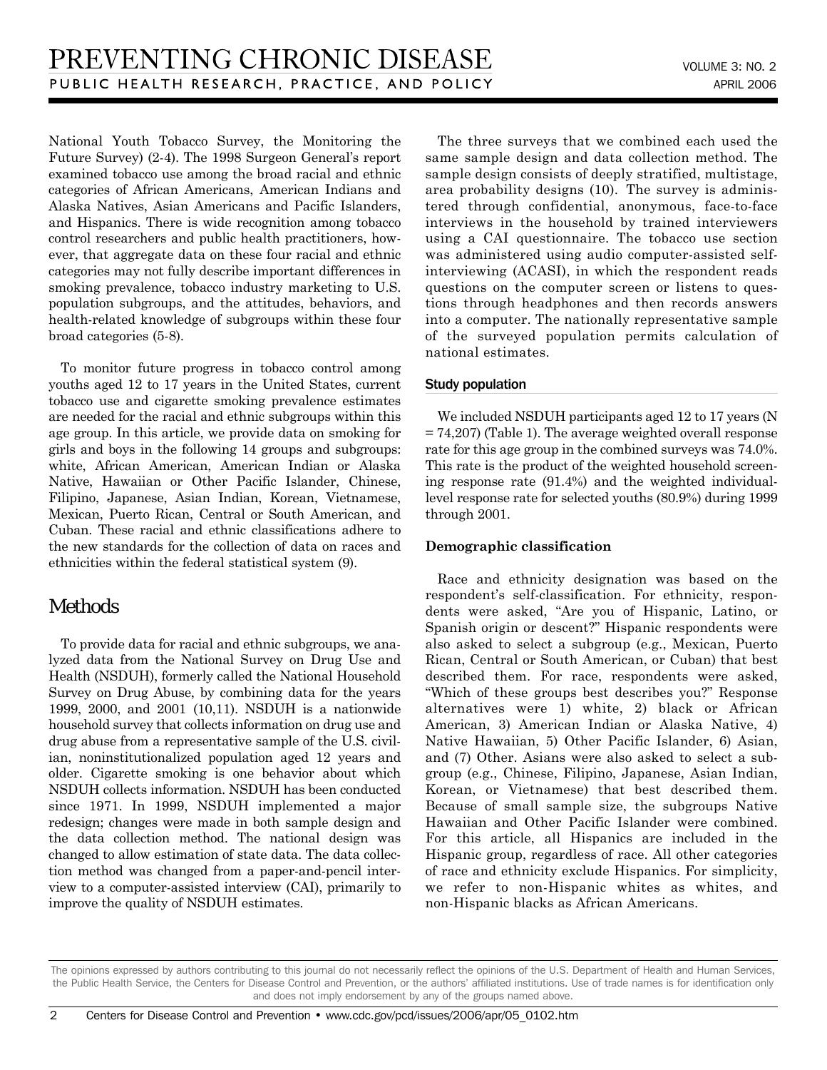National Youth Tobacco Survey, the Monitoring the Future Survey) (2-4). The 1998 Surgeon General's report examined tobacco use among the broad racial and ethnic categories of African Americans, American Indians and Alaska Natives, Asian Americans and Pacific Islanders, and Hispanics. There is wide recognition among tobacco control researchers and public health practitioners, however, that aggregate data on these four racial and ethnic categories may not fully describe important differences in smoking prevalence, tobacco industry marketing to U.S. population subgroups, and the attitudes, behaviors, and health-related knowledge of subgroups within these four broad categories (5-8).

To monitor future progress in tobacco control among youths aged 12 to 17 years in the United States, current tobacco use and cigarette smoking prevalence estimates are needed for the racial and ethnic subgroups within this age group. In this article, we provide data on smoking for girls and boys in the following 14 groups and subgroups: white, African American, American Indian or Alaska Native, Hawaiian or Other Pacific Islander, Chinese, Filipino, Japanese, Asian Indian, Korean, Vietnamese, Mexican, Puerto Rican, Central or South American, and Cuban. These racial and ethnic classifications adhere to the new standards for the collection of data on races and ethnicities within the federal statistical system (9).

## Methods

To provide data for racial and ethnic subgroups, we analyzed data from the National Survey on Drug Use and Health (NSDUH), formerly called the National Household Survey on Drug Abuse, by combining data for the years 1999, 2000, and 2001 (10,11). NSDUH is a nationwide household survey that collects information on drug use and drug abuse from a representative sample of the U.S. civilian, noninstitutionalized population aged 12 years and older. Cigarette smoking is one behavior about which NSDUH collects information. NSDUH has been conducted since 1971. In 1999, NSDUH implemented a major redesign; changes were made in both sample design and the data collection method. The national design was changed to allow estimation of state data. The data collection method was changed from a paper-and-pencil interview to a computer-assisted interview (CAI), primarily to improve the quality of NSDUH estimates.

The three surveys that we combined each used the same sample design and data collection method. The sample design consists of deeply stratified, multistage, area probability designs (10). The survey is administered through confidential, anonymous, face-to-face interviews in the household by trained interviewers using a CAI questionnaire. The tobacco use section was administered using audio computer-assisted self-interviewing (ACASI), in which the respondent reads questions on the computer screen or listens to questions through headphones and then records answers into a computer. The nationally representative sample of the surveyed population permits calculation of national estimates.

### Study population

We included NSDUH participants aged 12 to 17 years (N = 74,207) (Table 1). The average weighted overall response rate for this age group in the combined surveys was 74.0%. This rate is the product of the weighted household screening response rate (91.4%) and the weighted individual-level response rate for selected youths (80.9%) during 1999 through 2001.

### Demographic classification

Race and ethnicity designation was based on the respondent's self-classification. For ethnicity, respondents were asked, "Are you of Hispanic, Latino, or Spanish origin or descent?" Hispanic respondents were also asked to select a subgroup (e.g., Mexican, Puerto Rican, Central or South American, or Cuban) that best described them. For race, respondents were asked, "Which of these groups best describes you?" Response alternatives were 1) white, 2) black or African American, 3) American Indian or Alaska Native, 4) Native Hawaiian, 5) Other Pacific Islander, 6) Asian, and (7) Other. Asians were also asked to select a subgroup (e.g., Chinese, Filipino, Japanese, Asian Indian, Korean, or Vietnamese) that best described them. Because of small sample size, the subgroups Native Hawaiian and Other Pacific Islander were combined. For this article, all Hispanics are included in the Hispanic group, regardless of race. All other categories of race and ethnicity exclude Hispanics. For simplicity, we refer to non-Hispanic whites as whites, and non-Hispanic blacks as African Americans.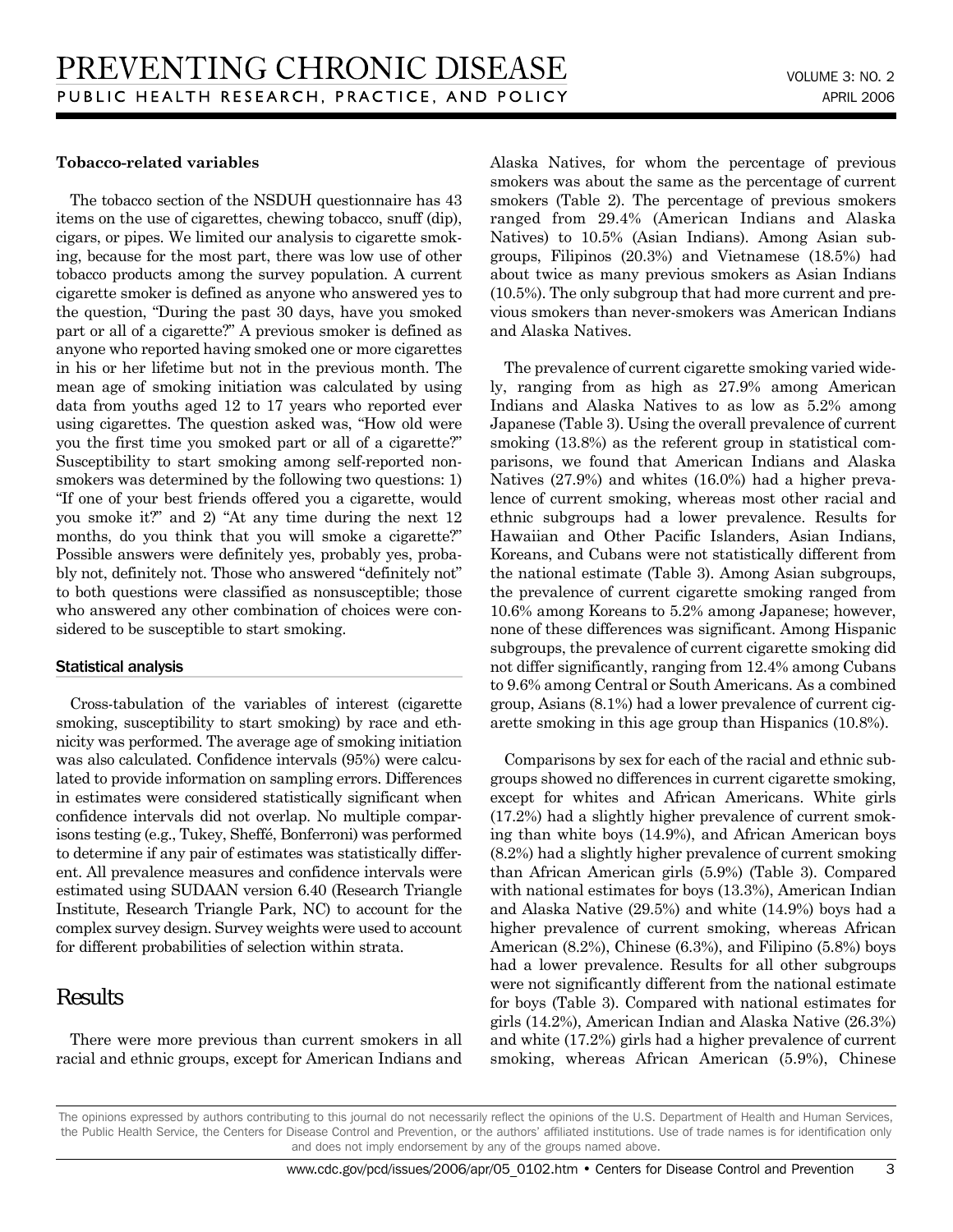### Tobacco-related variables

The tobacco section of the NSDUH questionnaire has 43 items on the use of cigarettes, chewing tobacco, snuff (dip), cigars, or pipes. We limited our analysis to cigarette smoking, because for the most part, there was low use of other tobacco products among the survey population. A current cigarette smoker is defined as anyone who answered yes to the question, "During the past 30 days, have you smoked part or all of a cigarette?" A previous smoker is defined as anyone who reported having smoked one or more cigarettes in his or her lifetime but not in the previous month. The mean age of smoking initiation was calculated by using data from youths aged 12 to 17 years who reported ever using cigarettes. The question asked was, "How old were you the first time you smoked part or all of a cigarette?" Susceptibility to start smoking among self-reported nonsmokers was determined by the following two questions: 1) "If one of your best friends offered you a cigarette, would you smoke it?" and 2) "At any time during the next 12 months, do you think that you will smoke a cigarette?" Possible answers were definitely yes, probably yes, probably not, definitely not. Those who answered "definitely not" to both questions were classified as nonsusceptible; those who answered any other combination of choices were considered to be susceptible to start smoking.

### Statistical analysis

Cross-tabulation of the variables of interest (cigarette smoking, susceptibility to start smoking) by race and ethnicity was performed. The average age of smoking initiation was also calculated. Confidence intervals (95%) were calculated to provide information on sampling errors. Differences in estimates were considered statistically significant when confidence intervals did not overlap. No multiple comparisons testing (e.g., Tukey, Sheffé, Bonferroni) was performed to determine if any pair of estimates was statistically different. All prevalence measures and confidence intervals were estimated using SUDAAN version 6.40 (Research Triangle Institute, Research Triangle Park, NC) to account for the complex survey design. Survey weights were used to account for different probabilities of selection within strata.

## Results

There were more previous than current smokers in all racial and ethnic groups, except for American Indians and Alaska Natives, for whom the percentage of previous smokers was about the same as the percentage of current smokers (Table 2). The percentage of previous smokers ranged from 29.4% (American Indians and Alaska Natives) to 10.5% (Asian Indians). Among Asian subgroups, Filipinos (20.3%) and Vietnamese (18.5%) had about twice as many previous smokers as Asian Indians (10.5%). The only subgroup that had more current and previous smokers than never-smokers was American Indians and Alaska Natives.

The prevalence of current cigarette smoking varied widely, ranging from as high as 27.9% among American Indians and Alaska Natives to as low as 5.2% among Japanese (Table 3). Using the overall prevalence of current smoking (13.8%) as the referent group in statistical comparisons, we found that American Indians and Alaska Natives (27.9%) and whites (16.0%) had a higher prevalence of current smoking, whereas most other racial and ethnic subgroups had a lower prevalence. Results for Hawaiian and Other Pacific Islanders, Asian Indians, Koreans, and Cubans were not statistically different from the national estimate (Table 3). Among Asian subgroups, the prevalence of current cigarette smoking ranged from 10.6% among Koreans to 5.2% among Japanese; however, none of these differences was significant. Among Hispanic subgroups, the prevalence of current cigarette smoking did not differ significantly, ranging from 12.4% among Cubans to 9.6% among Central or South Americans. As a combined group, Asians (8.1%) had a lower prevalence of current cigarette smoking in this age group than Hispanics (10.8%).

Comparisons by sex for each of the racial and ethnic subgroups showed no differences in current cigarette smoking, except for whites and African Americans. White girls (17.2%) had a slightly higher prevalence of current smoking than white boys (14.9%), and African American boys (8.2%) had a slightly higher prevalence of current smoking than African American girls (5.9%) (Table 3). Compared with national estimates for boys (13.3%), American Indian and Alaska Native (29.5%) and white (14.9%) boys had a higher prevalence of current smoking, whereas African American (8.2%), Chinese (6.3%), and Filipino (5.8%) boys had a lower prevalence. Results for all other subgroups were not significantly different from the national estimate for boys (Table 3). Compared with national estimates for girls (14.2%), American Indian and Alaska Native (26.3%) and white (17.2%) girls had a higher prevalence of current smoking, whereas African American (5.9%), Chinese

The opinions expressed by authors contributing to this journal do not necessarily reflect the opinions of the U.S. Department of Health and Human Services, the Public Health Service, the Centers for Disease Control and Prevention, or the authors' affiliated institutions. Use of trade names is for identification only and does not imply endorsement by any of the groups named above.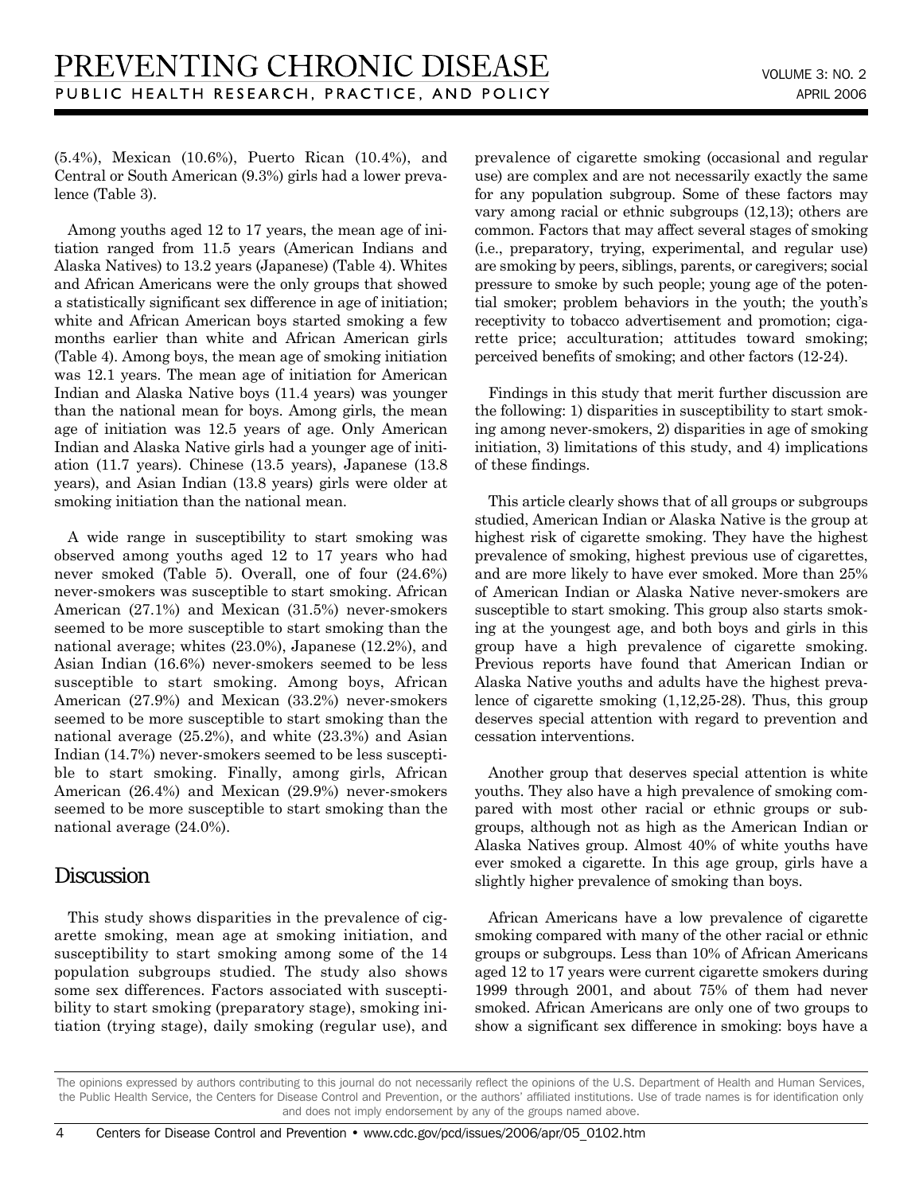(5.4%), Mexican (10.6%), Puerto Rican (10.4%), and Central or South American (9.3%) girls had a lower prevalence (Table 3).

Among youths aged 12 to 17 years, the mean age of initiation ranged from 11.5 years (American Indians and Alaska Natives) to 13.2 years (Japanese) (Table 4). Whites and African Americans were the only groups that showed a statistically significant sex difference in age of initiation; white and African American boys started smoking a few months earlier than white and African American girls (Table 4). Among boys, the mean age of smoking initiation was 12.1 years. The mean age of initiation for American Indian and Alaska Native boys (11.4 years) was younger than the national mean for boys. Among girls, the mean age of initiation was 12.5 years of age. Only American Indian and Alaska Native girls had a younger age of initiation (11.7 years). Chinese (13.5 years), Japanese (13.8 years), and Asian Indian (13.8 years) girls were older at smoking initiation than the national mean.

A wide range in susceptibility to start smoking was observed among youths aged 12 to 17 years who had never smoked (Table 5). Overall, one of four (24.6%) never-smokers was susceptible to start smoking. African American (27.1%) and Mexican (31.5%) never-smokers seemed to be more susceptible to start smoking than the national average; whites (23.0%), Japanese (12.2%), and Asian Indian (16.6%) never-smokers seemed to be less susceptible to start smoking. Among boys, African American (27.9%) and Mexican (33.2%) never-smokers seemed to be more susceptible to start smoking than the national average (25.2%), and white (23.3%) and Asian Indian (14.7%) never-smokers seemed to be less susceptible to start smoking. Finally, among girls, African American (26.4%) and Mexican (29.9%) never-smokers seemed to be more susceptible to start smoking than the national average (24.0%).

## Discussion

This study shows disparities in the prevalence of cigarette smoking, mean age at smoking initiation, and susceptibility to start smoking among some of the 14 population subgroups studied. The study also shows some sex differences. Factors associated with susceptibility to start smoking (preparatory stage), smoking initiation (trying stage), daily smoking (regular use), and prevalence of cigarette smoking (occasional and regular use) are complex and are not necessarily exactly the same for any population subgroup. Some of these factors may vary among racial or ethnic subgroups (12,13); others are common. Factors that may affect several stages of smoking (i.e., preparatory, trying, experimental, and regular use) are smoking by peers, siblings, parents, or caregivers; social pressure to smoke by such people; young age of the potential smoker; problem behaviors in the youth; the youth's receptivity to tobacco advertisement and promotion; cigarette price; acculturation; attitudes toward smoking; perceived benefits of smoking; and other factors (12-24).

Findings in this study that merit further discussion are the following: 1) disparities in susceptibility to start smoking among never-smokers, 2) disparities in age of smoking initiation, 3) limitations of this study, and 4) implications of these findings.

This article clearly shows that of all groups or subgroups studied, American Indian or Alaska Native is the group at highest risk of cigarette smoking. They have the highest prevalence of smoking, highest previous use of cigarettes, and are more likely to have ever smoked. More than 25% of American Indian or Alaska Native never-smokers are susceptible to start smoking. This group also starts smoking at the youngest age, and both boys and girls in this group have a high prevalence of cigarette smoking. Previous reports have found that American Indian or Alaska Native youths and adults have the highest prevalence of cigarette smoking (1,12,25-28). Thus, this group deserves special attention with regard to prevention and cessation interventions.

Another group that deserves special attention is white youths. They also have a high prevalence of smoking compared with most other racial or ethnic groups or subgroups, although not as high as the American Indian or Alaska Natives group. Almost 40% of white youths have ever smoked a cigarette. In this age group, girls have a slightly higher prevalence of smoking than boys.

African Americans have a low prevalence of cigarette smoking compared with many of the other racial or ethnic groups or subgroups. Less than 10% of African Americans aged 12 to 17 years were current cigarette smokers during 1999 through 2001, and about 75% of them had never smoked. African Americans are only one of two groups to show a significant sex difference in smoking: boys have a

The opinions expressed by authors contributing to this journal do not necessarily reflect the opinions of the U.S. Department of Health and Human Services, the Public Health Service, the Centers for Disease Control and Prevention, or the authors' affiliated institutions. Use of trade names is for identification only and does not imply endorsement by any of the groups named above.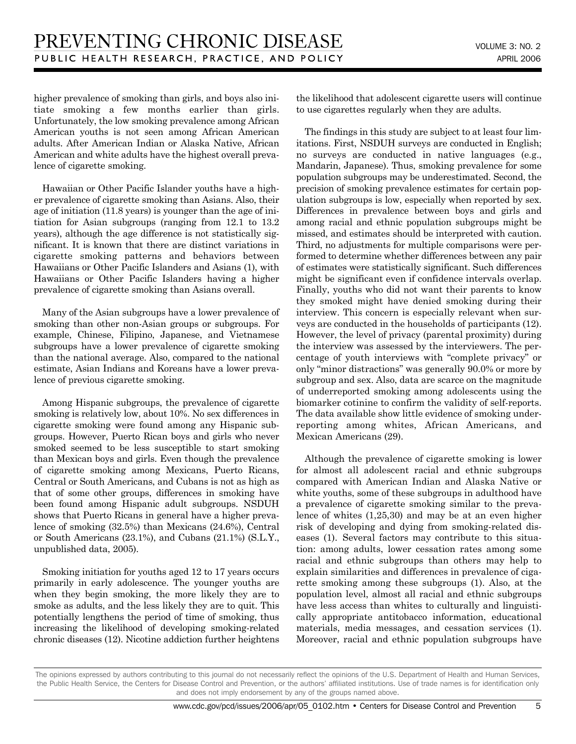higher prevalence of smoking than girls, and boys also initiate smoking a few months earlier than girls. Unfortunately, the low smoking prevalence among African American youths is not seen among African American adults. After American Indian or Alaska Native, African American and white adults have the highest overall prevalence of cigarette smoking.

Hawaiian or Other Pacific Islander youths have a higher prevalence of cigarette smoking than Asians. Also, their age of initiation (11.8 years) is younger than the age of initiation for Asian subgroups (ranging from 12.1 to 13.2 years), although the age difference is not statistically significant. It is known that there are distinct variations in cigarette smoking patterns and behaviors between Hawaiians or Other Pacific Islanders and Asians (1), with Hawaiians or Other Pacific Islanders having a higher prevalence of cigarette smoking than Asians overall.

Many of the Asian subgroups have a lower prevalence of smoking than other non-Asian groups or subgroups. For example, Chinese, Filipino, Japanese, and Vietnamese subgroups have a lower prevalence of cigarette smoking than the national average. Also, compared to the national estimate, Asian Indians and Koreans have a lower prevalence of previous cigarette smoking.

Among Hispanic subgroups, the prevalence of cigarette smoking is relatively low, about 10%. No sex differences in cigarette smoking were found among any Hispanic subgroups. However, Puerto Rican boys and girls who never smoked seemed to be less susceptible to start smoking than Mexican boys and girls. Even though the prevalence of cigarette smoking among Mexicans, Puerto Ricans, Central or South Americans, and Cubans is not as high as that of some other groups, differences in smoking have been found among Hispanic adult subgroups. NSDUH shows that Puerto Ricans in general have a higher prevalence of smoking (32.5%) than Mexicans (24.6%), Central or South Americans (23.1%), and Cubans (21.1%) (S.L.Y., unpublished data, 2005).

Smoking initiation for youths aged 12 to 17 years occurs primarily in early adolescence. The younger youths are when they begin smoking, the more likely they are to smoke as adults, and the less likely they are to quit. This potentially lengthens the period of time of smoking, thus increasing the likelihood of developing smoking-related chronic diseases (12). Nicotine addiction further heightens the likelihood that adolescent cigarette users will continue to use cigarettes regularly when they are adults.

The findings in this study are subject to at least four limitations. First, NSDUH surveys are conducted in English; no surveys are conducted in native languages (e.g., Mandarin, Japanese). Thus, smoking prevalence for some population subgroups may be underestimated. Second, the precision of smoking prevalence estimates for certain population subgroups is low, especially when reported by sex. Differences in prevalence between boys and girls and among racial and ethnic population subgroups might be missed, and estimates should be interpreted with caution. Third, no adjustments for multiple comparisons were performed to determine whether differences between any pair of estimates were statistically significant. Such differences might be significant even if confidence intervals overlap. Finally, youths who did not want their parents to know they smoked might have denied smoking during their interview. This concern is especially relevant when surveys are conducted in the households of participants (12). However, the level of privacy (parental proximity) during the interview was assessed by the interviewers. The percentage of youth interviews with "complete privacy" or only "minor distractions" was generally 90.0% or more by subgroup and sex. Also, data are scarce on the magnitude of underreported smoking among adolescents using the biomarker cotinine to confirm the validity of self-reports. The data available show little evidence of smoking underreporting among whites, African Americans, and Mexican Americans (29).

Although the prevalence of cigarette smoking is lower for almost all adolescent racial and ethnic subgroups compared with American Indian and Alaska Native or white youths, some of these subgroups in adulthood have a prevalence of cigarette smoking similar to the prevalence of whites (1,25,30) and may be at an even higher risk of developing and dying from smoking-related diseases (1). Several factors may contribute to this situation: among adults, lower cessation rates among some racial and ethnic subgroups than others may help to explain similarities and differences in prevalence of cigarette smoking among these subgroups (1). Also, at the population level, almost all racial and ethnic subgroups have less access than whites to culturally and linguistically appropriate antitobacco information, educational materials, media messages, and cessation services (1). Moreover, racial and ethnic population subgroups have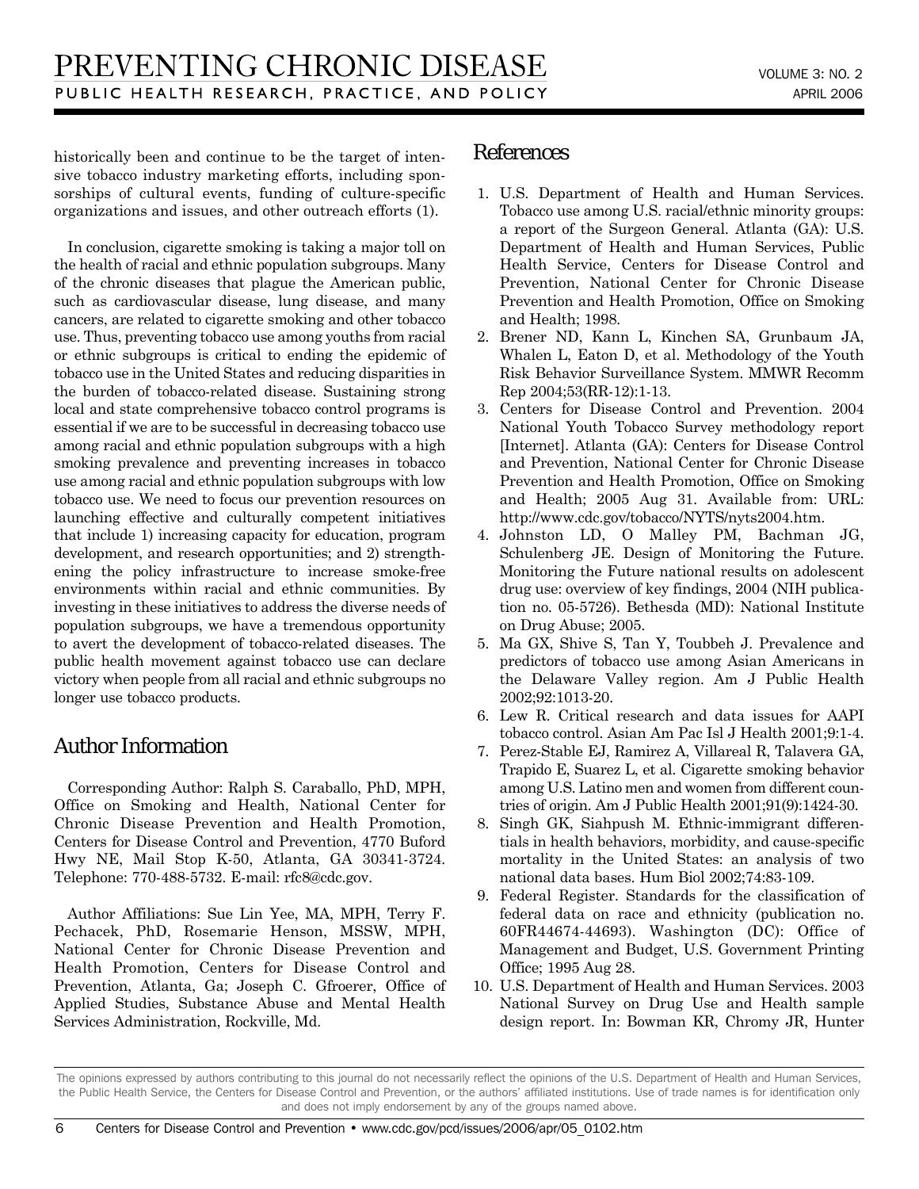historically been and continue to be the target of intensive tobacco industry marketing efforts, including sponsorships of cultural events, funding of culture-specific organizations and issues, and other outreach efforts (1).

In conclusion, cigarette smoking is taking a major toll on the health of racial and ethnic population subgroups. Many of the chronic diseases that plague the American public, such as cardiovascular disease, lung disease, and many cancers, are related to cigarette smoking and other tobacco use. Thus, preventing tobacco use among youths from racial or ethnic subgroups is critical to ending the epidemic of tobacco use in the United States and reducing disparities in the burden of tobacco-related disease. Sustaining strong local and state comprehensive tobacco control programs is essential if we are to be successful in decreasing tobacco use among racial and ethnic population subgroups with a high smoking prevalence and preventing increases in tobacco use among racial and ethnic population subgroups with low tobacco use. We need to focus our prevention resources on launching effective and culturally competent initiatives that include 1) increasing capacity for education, program development, and research opportunities; and 2) strengthening the policy infrastructure to increase smoke-free environments within racial and ethnic communities. By investing in these initiatives to address the diverse needs of population subgroups, we have a tremendous opportunity to avert the development of tobacco-related diseases. The public health movement against tobacco use can declare victory when people from all racial and ethnic subgroups no longer use tobacco products.

## Author Information

Corresponding Author: Ralph S. Caraballo, PhD, MPH, Office on Smoking and Health, National Center for Chronic Disease Prevention and Health Promotion, Centers for Disease Control and Prevention, 4770 Buford Hwy NE, Mail Stop K-50, Atlanta, GA 30341-3724. Telephone: 770-488-5732. E-mail: rfc8@cdc.gov.

Author Affiliations: Sue Lin Yee, MA, MPH, Terry F. Pechacek, PhD, Rosemarie Henson, MSSW, MPH, National Center for Chronic Disease Prevention and Health Promotion, Centers for Disease Control and Prevention, Atlanta, Ga; Joseph C. Gfroerer, Office of Applied Studies, Substance Abuse and Mental Health Services Administration, Rockville, Md.

## References

1. U.S. Department of Health and Human Services. Tobacco use among U.S. racial/ethnic minority groups: a report of the Surgeon General. Atlanta (GA): U.S. Department of Health and Human Services, Public Health Service, Centers for Disease Control and Prevention, National Center for Chronic Disease Prevention and Health Promotion, Office on Smoking and Health; 1998.
2. Brener ND, Kann L, Kinchen SA, Grunbaum JA, Whalen L, Eaton D, et al. Methodology of the Youth Risk Behavior Surveillance System. MMWR Recomm Rep 2004;53(RR-12):1-13.
3. Centers for Disease Control and Prevention. 2004 National Youth Tobacco Survey methodology report [Internet]. Atlanta (GA): Centers for Disease Control and Prevention, National Center for Chronic Disease Prevention and Health Promotion, Office on Smoking and Health; 2005 Aug 31. Available from: URL: http://www.cdc.gov/tobacco/NYTS/nyts2004.htm.
4. Johnston LD, O Malley PM, Bachman JG, Schulenberg JE. Design of Monitoring the Future. Monitoring the Future national results on adolescent drug use: overview of key findings, 2004 (NIH publication no. 05-5726). Bethesda (MD): National Institute on Drug Abuse; 2005.
5. Ma GX, Shive S, Tan Y, Toubbeh J. Prevalence and predictors of tobacco use among Asian Americans in the Delaware Valley region. Am J Public Health 2002;92:1013-20.
6. Lew R. Critical research and data issues for AAPI tobacco control. Asian Am Pac Isl J Health 2001;9:1-4.
7. Perez-Stable EJ, Ramirez A, Villareal R, Talavera GA, Trapido E, Suarez L, et al. Cigarette smoking behavior among U.S. Latino men and women from different countries of origin. Am J Public Health 2001;91(9):1424-30.
8. Singh GK, Siahpush M. Ethnic-immigrant differentials in health behaviors, morbidity, and cause-specific mortality in the United States: an analysis of two national data bases. Hum Biol 2002;74:83-109.
9. Federal Register. Standards for the classification of federal data on race and ethnicity (publication no. 60FR44674-44693). Washington (DC): Office of Management and Budget, U.S. Government Printing Office; 1995 Aug 28.
10. U.S. Department of Health and Human Services. 2003 National Survey on Drug Use and Health sample design report. In: Bowman KR, Chromy JR, Hunter

The opinions expressed by authors contributing to this journal do not necessarily reflect the opinions of the U.S. Department of Health and Human Services, the Public Health Service, the Centers for Disease Control and Prevention, or the authors' affiliated institutions. Use of trade names is for identification only and does not imply endorsement by any of the groups named above.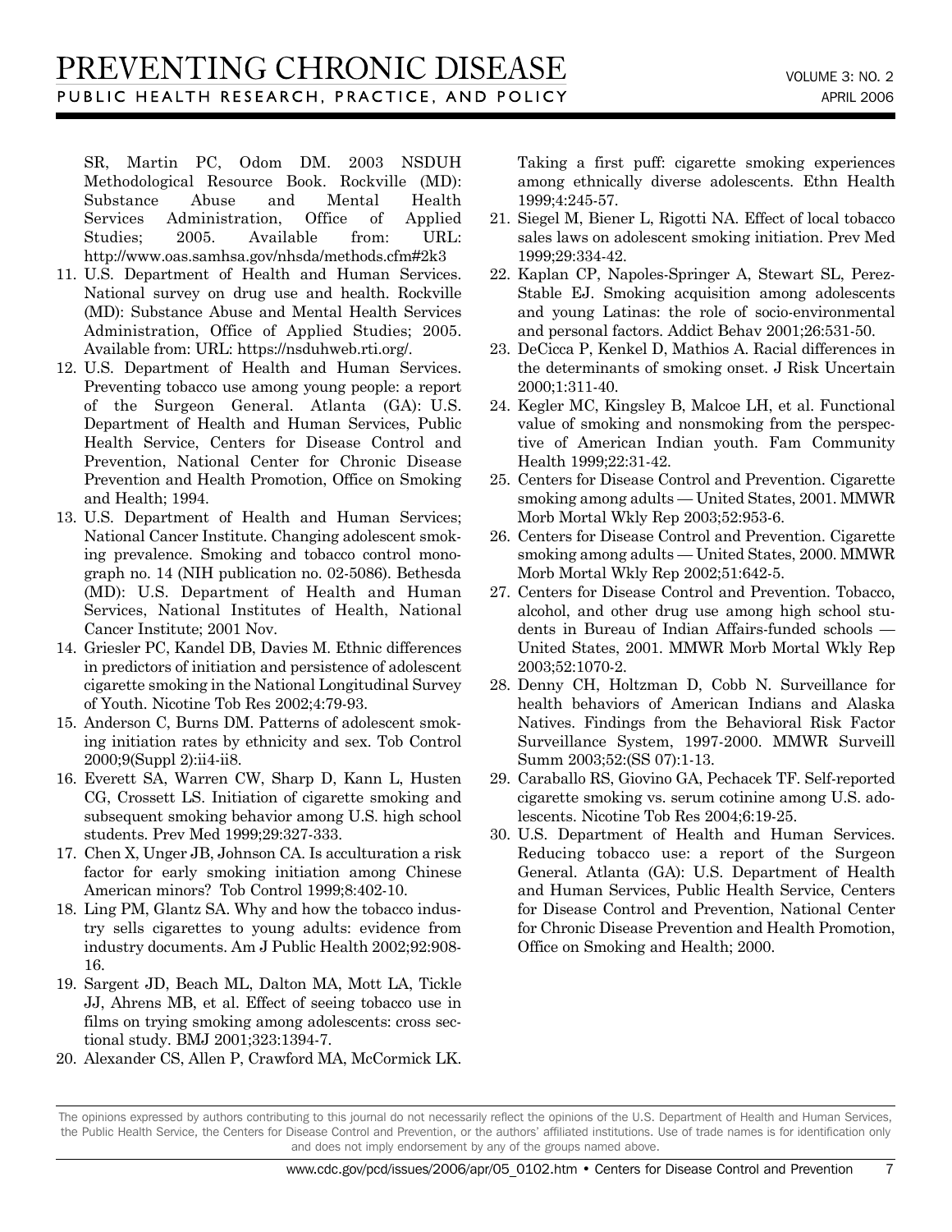SR, Martin PC, Odom DM. 2003 NSDUH Methodological Resource Book. Rockville (MD): Substance Abuse and Mental Health Services Administration, Office of Applied Studies; 2005. Available from: URL: http://www.oas.samhsa.gov/nhsda/methods.cfm#2k3

11. U.S. Department of Health and Human Services. National survey on drug use and health. Rockville (MD): Substance Abuse and Mental Health Services Administration, Office of Applied Studies; 2005. Available from: URL: https://nsduhweb.rti.org/.
12. U.S. Department of Health and Human Services. Preventing tobacco use among young people: a report of the Surgeon General. Atlanta (GA): U.S. Department of Health and Human Services, Public Health Service, Centers for Disease Control and Prevention, National Center for Chronic Disease Prevention and Health Promotion, Office on Smoking and Health; 1994.
13. U.S. Department of Health and Human Services; National Cancer Institute. Changing adolescent smoking prevalence. Smoking and tobacco control monograph no. 14 (NIH publication no. 02-5086). Bethesda (MD): U.S. Department of Health and Human Services, National Institutes of Health, National Cancer Institute; 2001 Nov.
14. Griesler PC, Kandel DB, Davies M. Ethnic differences in predictors of initiation and persistence of adolescent cigarette smoking in the National Longitudinal Survey of Youth. Nicotine Tob Res 2002;4:79-93.
15. Anderson C, Burns DM. Patterns of adolescent smoking initiation rates by ethnicity and sex. Tob Control 2000;9(Suppl 2):ii4-ii8.
16. Everett SA, Warren CW, Sharp D, Kann L, Husten CG, Crossett LS. Initiation of cigarette smoking and subsequent smoking behavior among U.S. high school students. Prev Med 1999;29:327-333.
17. Chen X, Unger JB, Johnson CA. Is acculturation a risk factor for early smoking initiation among Chinese American minors? Tob Control 1999;8:402-10.
18. Ling PM, Glantz SA. Why and how the tobacco industry sells cigarettes to young adults: evidence from industry documents. Am J Public Health 2002;92:908-16.
19. Sargent JD, Beach ML, Dalton MA, Mott LA, Tickle JJ, Ahrens MB, et al. Effect of seeing tobacco use in films on trying smoking among adolescents: cross sectional study. BMJ 2001;323:1394-7.
20. Alexander CS, Allen P, Crawford MA, McCormick LK. Taking a first puff: cigarette smoking experiences among ethnically diverse adolescents. Ethn Health 1999;4:245-57.
21. Siegel M, Biener L, Rigotti NA. Effect of local tobacco sales laws on adolescent smoking initiation. Prev Med 1999;29:334-42.
22. Kaplan CP, Napoles-Springer A, Stewart SL, Perez-Stable EJ. Smoking acquisition among adolescents and young Latinas: the role of socio-environmental and personal factors. Addict Behav 2001;26:531-50.
23. DeCicca P, Kenkel D, Mathios A. Racial differences in the determinants of smoking onset. J Risk Uncertain 2000;1:311-40.
24. Kegler MC, Kingsley B, Malcoe LH, et al. Functional value of smoking and nonsmoking from the perspective of American Indian youth. Fam Community Health 1999;22:31-42.
25. Centers for Disease Control and Prevention. Cigarette smoking among adults — United States, 2001. MMWR Morb Mortal Wkly Rep 2003;52:953-6.
26. Centers for Disease Control and Prevention. Cigarette smoking among adults — United States, 2000. MMWR Morb Mortal Wkly Rep 2002;51:642-5.
27. Centers for Disease Control and Prevention. Tobacco, alcohol, and other drug use among high school students in Bureau of Indian Affairs-funded schools — United States, 2001. MMWR Morb Mortal Wkly Rep 2003;52:1070-2.
28. Denny CH, Holtzman D, Cobb N. Surveillance for health behaviors of American Indians and Alaska Natives. Findings from the Behavioral Risk Factor Surveillance System, 1997-2000. MMWR Surveill Summ 2003;52:(SS 07):1-13.
29. Caraballo RS, Giovino GA, Pechacek TF. Self-reported cigarette smoking vs. serum cotinine among U.S. adolescents. Nicotine Tob Res 2004;6:19-25.
30. U.S. Department of Health and Human Services. Reducing tobacco use: a report of the Surgeon General. Atlanta (GA): U.S. Department of Health and Human Services, Public Health Service, Centers for Disease Control and Prevention, National Center for Chronic Disease Prevention and Health Promotion, Office on Smoking and Health; 2000.

The opinions expressed by authors contributing to this journal do not necessarily reflect the opinions of the U.S. Department of Health and Human Services, the Public Health Service, the Centers for Disease Control and Prevention, or the authors' affiliated institutions. Use of trade names is for identification only and does not imply endorsement by any of the groups named above.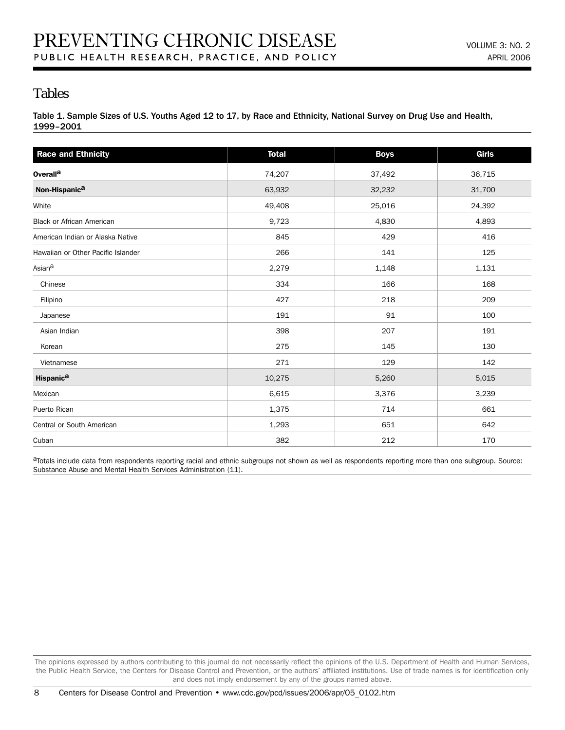## Tables

**Table 1. Sample Sizes of U.S. Youths Aged 12 to 17, by Race and Ethnicity, National Survey on Drug Use and Health, 1999–2001**

| Race and Ethnicity | Total | Boys | Girls |
|---|---|---|---|
| **Overall**[a] | 74,207 | 37,492 | 36,715 |
| **Non-Hispanic**[a] | 63,932 | 32,232 | 31,700 |
| White | 49,408 | 25,016 | 24,392 |
| Black or African American | 9,723 | 4,830 | 4,893 |
| American Indian or Alaska Native | 845 | 429 | 416 |
| Hawaiian or Other Pacific Islander | 266 | 141 | 125 |
| Asian[a] | 2,279 | 1,148 | 1,131 |
| Chinese | 334 | 166 | 168 |
| Filipino | 427 | 218 | 209 |
| Japanese | 191 | 91 | 100 |
| Asian Indian | 398 | 207 | 191 |
| Korean | 275 | 145 | 130 |
| Vietnamese | 271 | 129 | 142 |
| **Hispanic**[a] | 10,275 | 5,260 | 5,015 |
| Mexican | 6,615 | 3,376 | 3,239 |
| Puerto Rican | 1,375 | 714 | 661 |
| Central or South American | 1,293 | 651 | 642 |
| Cuban | 382 | 212 | 170 |

[a]Totals include data from respondents reporting racial and ethnic subgroups not shown as well as respondents reporting more than one subgroup. Source: Substance Abuse and Mental Health Services Administration (11).

The opinions expressed by authors contributing to this journal do not necessarily reflect the opinions of the U.S. Department of Health and Human Services, the Public Health Service, the Centers for Disease Control and Prevention, or the authors' affiliated institutions. Use of trade names is for identification only and does not imply endorsement by any of the groups named above.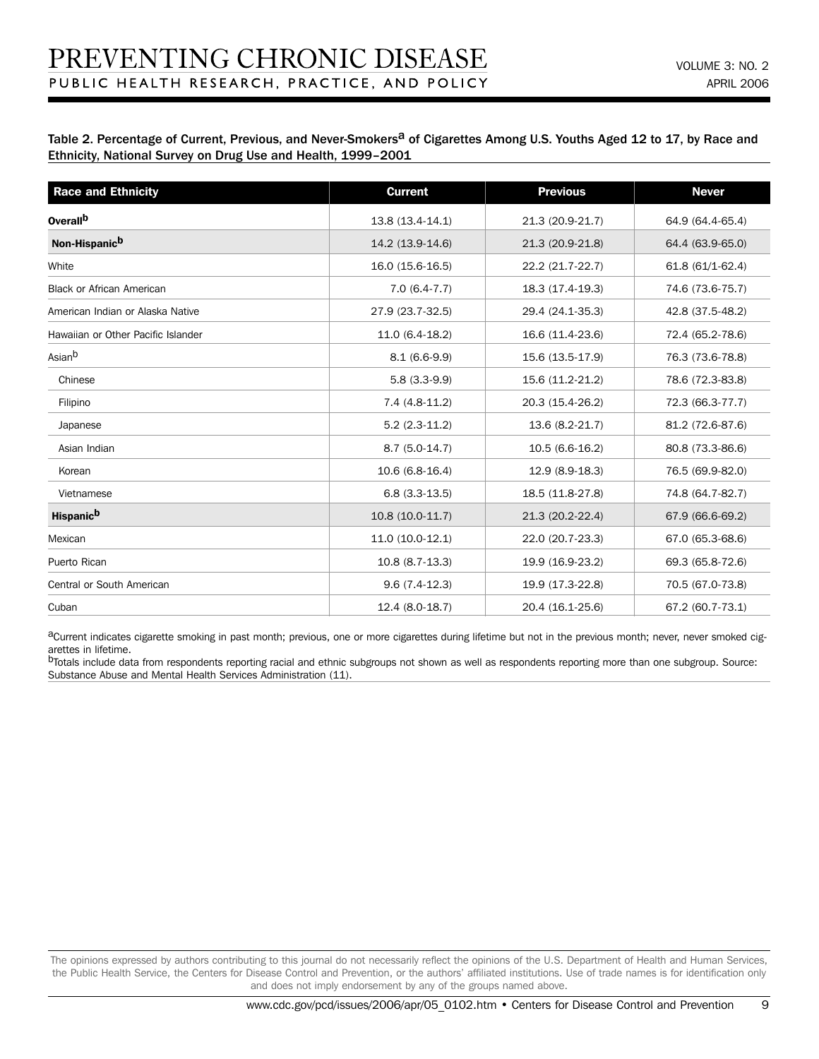Table 2. Percentage of Current, Previous, and Never-Smokers[a] of Cigarettes Among U.S. Youths Aged 12 to 17, by Race and Ethnicity, National Survey on Drug Use and Health, 1999–2001

| Race and Ethnicity | Current | Previous | Never |
|---|---|---|---|
| **Overall[b]** | 13.8 (13.4-14.1) | 21.3 (20.9-21.7) | 64.9 (64.4-65.4) |
| **Non-Hispanic[b]** | 14.2 (13.9-14.6) | 21.3 (20.9-21.8) | 64.4 (63.9-65.0) |
| White | 16.0 (15.6-16.5) | 22.2 (21.7-22.7) | 61.8 (61/1-62.4) |
| Black or African American | 7.0 (6.4-7.7) | 18.3 (17.4-19.3) | 74.6 (73.6-75.7) |
| American Indian or Alaska Native | 27.9 (23.7-32.5) | 29.4 (24.1-35.3) | 42.8 (37.5-48.2) |
| Hawaiian or Other Pacific Islander | 11.0 (6.4-18.2) | 16.6 (11.4-23.6) | 72.4 (65.2-78.6) |
| Asian[b] | 8.1 (6.6-9.9) | 15.6 (13.5-17.9) | 76.3 (73.6-78.8) |
| Chinese | 5.8 (3.3-9.9) | 15.6 (11.2-21.2) | 78.6 (72.3-83.8) |
| Filipino | 7.4 (4.8-11.2) | 20.3 (15.4-26.2) | 72.3 (66.3-77.7) |
| Japanese | 5.2 (2.3-11.2) | 13.6 (8.2-21.7) | 81.2 (72.6-87.6) |
| Asian Indian | 8.7 (5.0-14.7) | 10.5 (6.6-16.2) | 80.8 (73.3-86.6) |
| Korean | 10.6 (6.8-16.4) | 12.9 (8.9-18.3) | 76.5 (69.9-82.0) |
| Vietnamese | 6.8 (3.3-13.5) | 18.5 (11.8-27.8) | 74.8 (64.7-82.7) |
| **Hispanic[b]** | 10.8 (10.0-11.7) | 21.3 (20.2-22.4) | 67.9 (66.6-69.2) |
| Mexican | 11.0 (10.0-12.1) | 22.0 (20.7-23.3) | 67.0 (65.3-68.6) |
| Puerto Rican | 10.8 (8.7-13.3) | 19.9 (16.9-23.2) | 69.3 (65.8-72.6) |
| Central or South American | 9.6 (7.4-12.3) | 19.9 (17.3-22.8) | 70.5 (67.0-73.8) |
| Cuban | 12.4 (8.0-18.7) | 20.4 (16.1-25.6) | 67.2 (60.7-73.1) |

[a]Current indicates cigarette smoking in past month; previous, one or more cigarettes during lifetime but not in the previous month; never, never smoked cigarettes in lifetime.
[b]Totals include data from respondents reporting racial and ethnic subgroups not shown as well as respondents reporting more than one subgroup. Source: Substance Abuse and Mental Health Services Administration (11).

The opinions expressed by authors contributing to this journal do not necessarily reflect the opinions of the U.S. Department of Health and Human Services, the Public Health Service, the Centers for Disease Control and Prevention, or the authors' affiliated institutions. Use of trade names is for identification only and does not imply endorsement by any of the groups named above.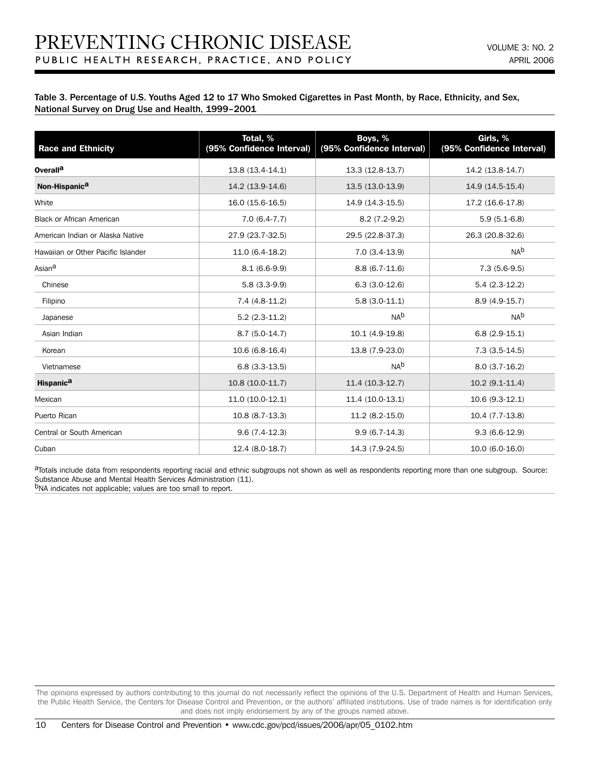Table 3. Percentage of U.S. Youths Aged 12 to 17 Who Smoked Cigarettes in Past Month, by Race, Ethnicity, and Sex, National Survey on Drug Use and Health, 1999–2001

| Race and Ethnicity | Total, % (95% Confidence Interval) | Boys, % (95% Confidence Interval) | Girls, % (95% Confidence Interval) |
|---|---|---|---|
| **Overall[a]** | 13.8 (13.4-14.1) | 13.3 (12.8-13.7) | 14.2 (13.8-14.7) |
| **Non-Hispanic[a]** | 14.2 (13.9-14.6) | 13.5 (13.0-13.9) | 14.9 (14.5-15.4) |
| White | 16.0 (15.6-16.5) | 14.9 (14.3-15.5) | 17.2 (16.6-17.8) |
| Black or African American | 7.0 (6.4-7.7) | 8.2 (7.2-9.2) | 5.9 (5.1-6.8) |
| American Indian or Alaska Native | 27.9 (23.7-32.5) | 29.5 (22.8-37.3) | 26.3 (20.8-32.6) |
| Hawaiian or Other Pacific Islander | 11.0 (6.4-18.2) | 7.0 (3.4-13.9) | NA[b] |
| Asian[a] | 8.1 (6.6-9.9) | 8.8 (6.7-11.6) | 7.3 (5.6-9.5) |
| Chinese | 5.8 (3.3-9.9) | 6.3 (3.0-12.6) | 5.4 (2.3-12.2) |
| Filipino | 7.4 (4.8-11.2) | 5.8 (3.0-11.1) | 8.9 (4.9-15.7) |
| Japanese | 5.2 (2.3-11.2) | NA[b] | NA[b] |
| Asian Indian | 8.7 (5.0-14.7) | 10.1 (4.9-19.8) | 6.8 (2.9-15.1) |
| Korean | 10.6 (6.8-16.4) | 13.8 (7.9-23.0) | 7.3 (3.5-14.5) |
| Vietnamese | 6.8 (3.3-13.5) | NA[b] | 8.0 (3.7-16.2) |
| **Hispanic[a]** | 10.8 (10.0-11.7) | 11.4 (10.3-12.7) | 10.2 (9.1-11.4) |
| Mexican | 11.0 (10.0-12.1) | 11.4 (10.0-13.1) | 10.6 (9.3-12.1) |
| Puerto Rican | 10.8 (8.7-13.3) | 11.2 (8.2-15.0) | 10.4 (7.7-13.8) |
| Central or South American | 9.6 (7.4-12.3) | 9.9 (6.7-14.3) | 9.3 (6.6-12.9) |
| Cuban | 12.4 (8.0-18.7) | 14.3 (7.9-24.5) | 10.0 (6.0-16.0) |

[a]Totals include data from respondents reporting racial and ethnic subgroups not shown as well as respondents reporting more than one subgroup. Source: Substance Abuse and Mental Health Services Administration (11).

[b]NA indicates not applicable; values are too small to report.

The opinions expressed by authors contributing to this journal do not necessarily reflect the opinions of the U.S. Department of Health and Human Services, the Public Health Service, the Centers for Disease Control and Prevention, or the authors' affiliated institutions. Use of trade names is for identification only and does not imply endorsement by any of the groups named above.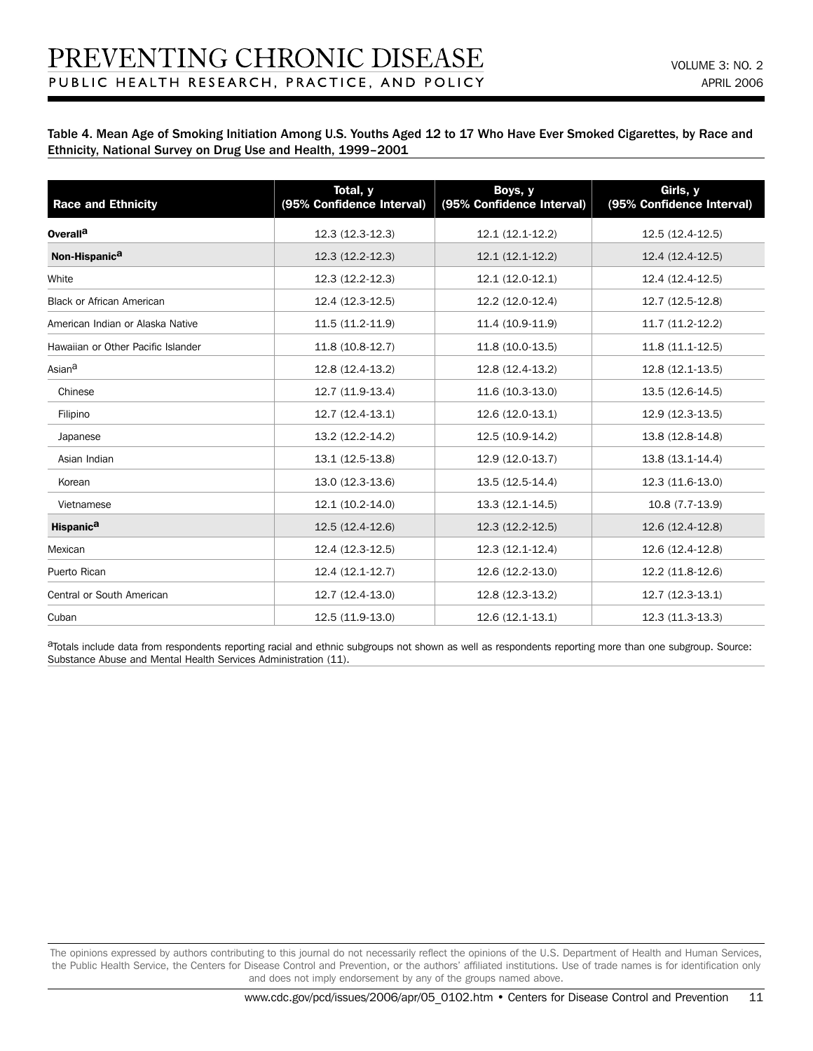Table 4. Mean Age of Smoking Initiation Among U.S. Youths Aged 12 to 17 Who Have Ever Smoked Cigarettes, by Race and Ethnicity, National Survey on Drug Use and Health, 1999–2001

| Race and Ethnicity | Total, y (95% Confidence Interval) | Boys, y (95% Confidence Interval) | Girls, y (95% Confidence Interval) |
|---|---|---|---|
| **Overall**[a] | 12.3 (12.3-12.3) | 12.1 (12.1-12.2) | 12.5 (12.4-12.5) |
| **Non-Hispanic**[a] | 12.3 (12.2-12.3) | 12.1 (12.1-12.2) | 12.4 (12.4-12.5) |
| White | 12.3 (12.2-12.3) | 12.1 (12.0-12.1) | 12.4 (12.4-12.5) |
| Black or African American | 12.4 (12.3-12.5) | 12.2 (12.0-12.4) | 12.7 (12.5-12.8) |
| American Indian or Alaska Native | 11.5 (11.2-11.9) | 11.4 (10.9-11.9) | 11.7 (11.2-12.2) |
| Hawaiian or Other Pacific Islander | 11.8 (10.8-12.7) | 11.8 (10.0-13.5) | 11.8 (11.1-12.5) |
| Asian[a] | 12.8 (12.4-13.2) | 12.8 (12.4-13.2) | 12.8 (12.1-13.5) |
| Chinese | 12.7 (11.9-13.4) | 11.6 (10.3-13.0) | 13.5 (12.6-14.5) |
| Filipino | 12.7 (12.4-13.1) | 12.6 (12.0-13.1) | 12.9 (12.3-13.5) |
| Japanese | 13.2 (12.2-14.2) | 12.5 (10.9-14.2) | 13.8 (12.8-14.8) |
| Asian Indian | 13.1 (12.5-13.8) | 12.9 (12.0-13.7) | 13.8 (13.1-14.4) |
| Korean | 13.0 (12.3-13.6) | 13.5 (12.5-14.4) | 12.3 (11.6-13.0) |
| Vietnamese | 12.1 (10.2-14.0) | 13.3 (12.1-14.5) | 10.8 (7.7-13.9) |
| **Hispanic**[a] | 12.5 (12.4-12.6) | 12.3 (12.2-12.5) | 12.6 (12.4-12.8) |
| Mexican | 12.4 (12.3-12.5) | 12.3 (12.1-12.4) | 12.6 (12.4-12.8) |
| Puerto Rican | 12.4 (12.1-12.7) | 12.6 (12.2-13.0) | 12.2 (11.8-12.6) |
| Central or South American | 12.7 (12.4-13.0) | 12.8 (12.3-13.2) | 12.7 (12.3-13.1) |
| Cuban | 12.5 (11.9-13.0) | 12.6 (12.1-13.1) | 12.3 (11.3-13.3) |

[a]Totals include data from respondents reporting racial and ethnic subgroups not shown as well as respondents reporting more than one subgroup. Source: Substance Abuse and Mental Health Services Administration (11).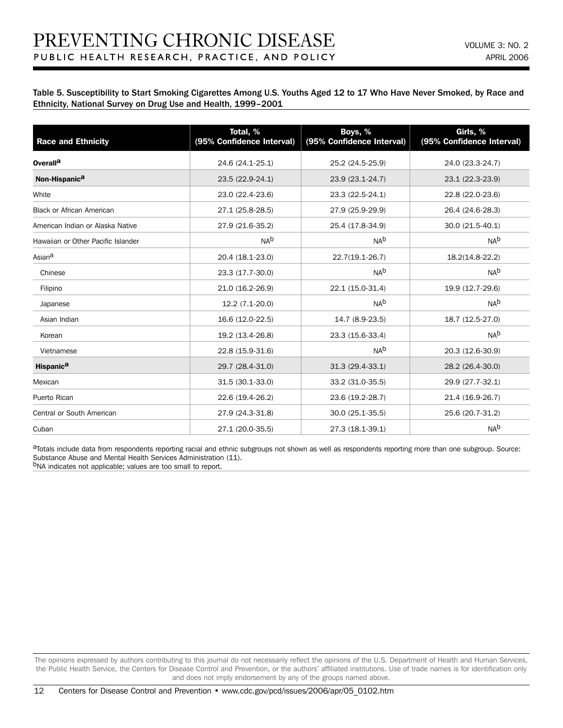Table 5. Susceptibility to Start Smoking Cigarettes Among U.S. Youths Aged 12 to 17 Who Have Never Smoked, by Race and Ethnicity, National Survey on Drug Use and Health, 1999–2001

| Race and Ethnicity | Total, % (95% Confidence Interval) | Boys, % (95% Confidence Interval) | Girls, % (95% Confidence Interval) |
|---|---|---|---|
| **Overall[a]** | 24.6 (24.1-25.1) | 25.2 (24.5-25.9) | 24.0 (23.3-24.7) |
| **Non-Hispanic[a]** | 23.5 (22.9-24.1) | 23.9 (23.1-24.7) | 23.1 (22.3-23.9) |
| White | 23.0 (22.4-23.6) | 23.3 (22.5-24.1) | 22.8 (22.0-23.6) |
| Black or African American | 27.1 (25.8-28.5) | 27.9 (25.9-29.9) | 26.4 (24.6-28.3) |
| American Indian or Alaska Native | 27.9 (21.6-35.2) | 25.4 (17.8-34.9) | 30.0 (21.5-40.1) |
| Hawaiian or Other Pacific Islander | NA[b] | NA[b] | NA[b] |
| Asian[a] | 20.4 (18.1-23.0) | 22.7(19.1-26.7) | 18.2(14.8-22.2) |
| Chinese | 23.3 (17.7-30.0) | NA[b] | NA[b] |
| Filipino | 21.0 (16.2-26.9) | 22.1 (15.0-31.4) | 19.9 (12.7-29.6) |
| Japanese | 12.2 (7.1-20.0) | NA[b] | NA[b] |
| Asian Indian | 16.6 (12.0-22.5) | 14.7 (8.9-23.5) | 18.7 (12.5-27.0) |
| Korean | 19.2 (13.4-26.8) | 23.3 (15.6-33.4) | NA[b] |
| Vietnamese | 22.8 (15.9-31.6) | NA[b] | 20.3 (12.6-30.9) |
| **Hispanic[a]** | 29.7 (28.4-31.0) | 31.3 (29.4-33.1) | 28.2 (26.4-30.0) |
| Mexican | 31.5 (30.1-33.0) | 33.2 (31.0-35.5) | 29.9 (27.7-32.1) |
| Puerto Rican | 22.6 (19.4-26.2) | 23.6 (19.2-28.7) | 21.4 (16.9-26.7) |
| Central or South American | 27.9 (24.3-31.8) | 30.0 (25.1-35.5) | 25.6 (20.7-31.2) |
| Cuban | 27.1 (20.0-35.5) | 27.3 (18.1-39.1) | NA[b] |

[a]Totals include data from respondents reporting racial and ethnic subgroups not shown as well as respondents reporting more than one subgroup. Source: Substance Abuse and Mental Health Services Administration (11).

[b]NA indicates not applicable; values are too small to report.

The opinions expressed by authors contributing to this journal do not necessarily reflect the opinions of the U.S. Department of Health and Human Services, the Public Health Service, the Centers for Disease Control and Prevention, or the authors' affiliated institutions. Use of trade names is for identification only and does not imply endorsement by any of the groups named above.